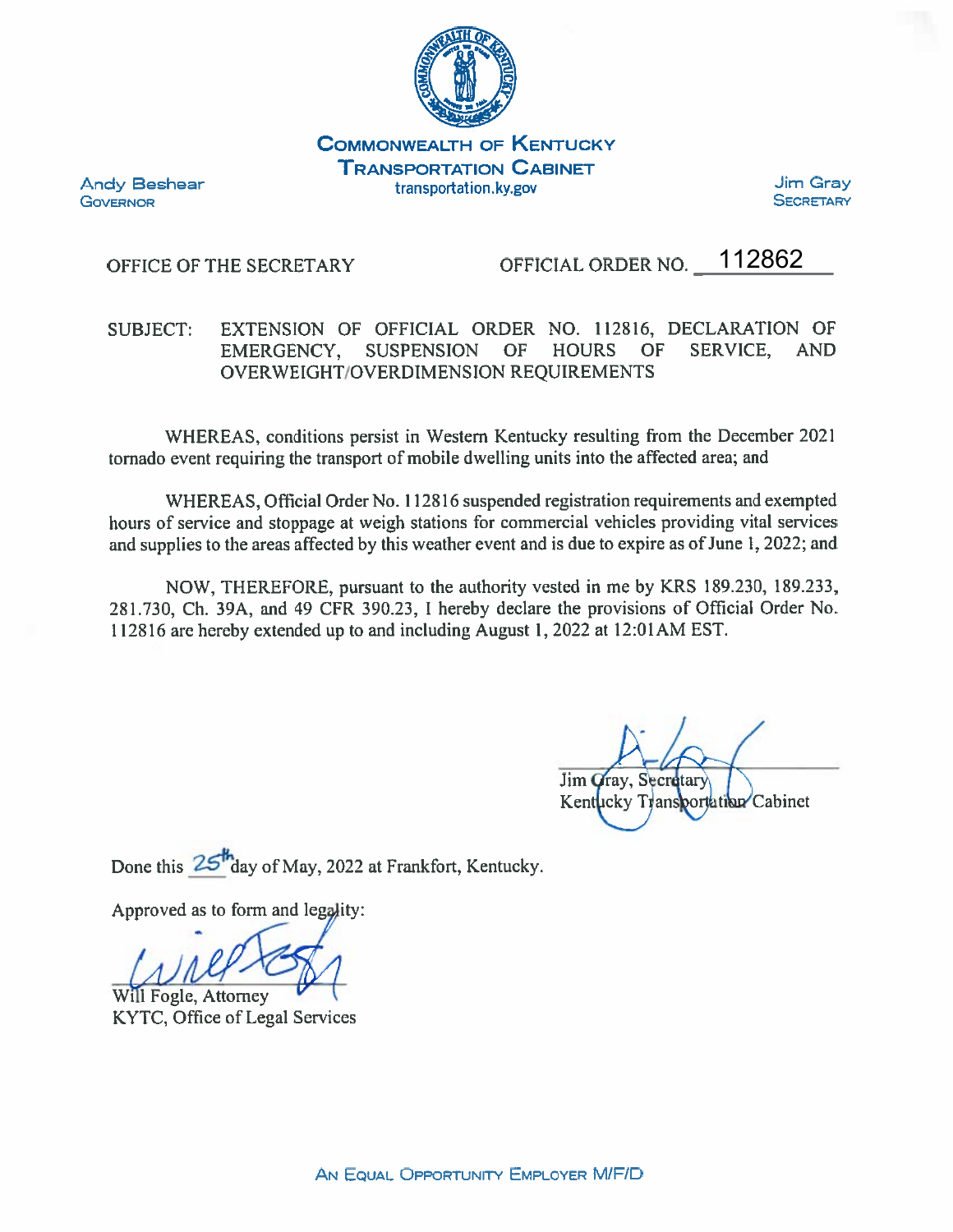**COMMONWEALTH OF KENTUCKY**
**TRANSPORTATION CABINET**
transportation.ky.gov

Andy Beshear
GOVERNOR

Jim Gray
SECRETARY

OFFICE OF THE SECRETARY — OFFICIAL ORDER NO. 112862

SUBJECT: EXTENSION OF OFFICIAL ORDER NO. 112816, DECLARATION OF EMERGENCY, SUSPENSION OF HOURS OF SERVICE, AND OVERWEIGHT/OVERDIMENSION REQUIREMENTS

WHEREAS, conditions persist in Western Kentucky resulting from the December 2021 tornado event requiring the transport of mobile dwelling units into the affected area; and

WHEREAS, Official Order No. 112816 suspended registration requirements and exempted hours of service and stoppage at weigh stations for commercial vehicles providing vital services and supplies to the areas affected by this weather event and is due to expire as of June 1, 2022; and

NOW, THEREFORE, pursuant to the authority vested in me by KRS 189.230, 189.233, 281.730, Ch. 39A, and 49 CFR 390.23, I hereby declare the provisions of Official Order No. 112816 are hereby extended up to and including August 1, 2022 at 12:01AM EST.

Jim Gray, Secretary
Kentucky Transportation Cabinet

Done this 25th day of May, 2022 at Frankfort, Kentucky.

Approved as to form and legality:

Will Fogle, Attorney
KYTC, Office of Legal Services

AN EQUAL OPPORTUNITY EMPLOYER M/F/D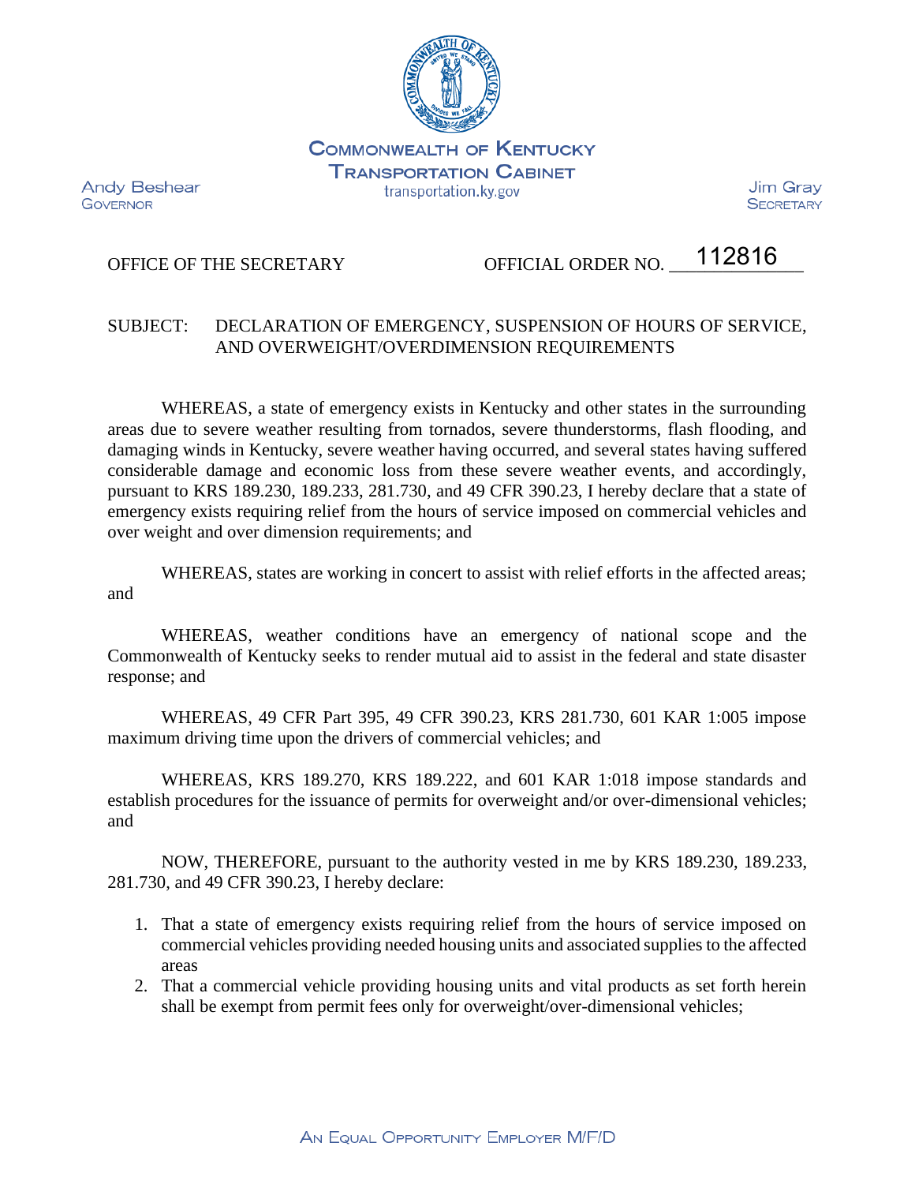COMMONWEALTH OF KENTUCKY
TRANSPORTATION CABINET
transportation.ky.gov

Andy Beshear
GOVERNOR

Jim Gray
SECRETARY

OFFICE OF THE SECRETARY OFFICIAL ORDER NO. 112816

SUBJECT: DECLARATION OF EMERGENCY, SUSPENSION OF HOURS OF SERVICE, AND OVERWEIGHT/OVERDIMENSION REQUIREMENTS

WHEREAS, a state of emergency exists in Kentucky and other states in the surrounding areas due to severe weather resulting from tornados, severe thunderstorms, flash flooding, and damaging winds in Kentucky, severe weather having occurred, and several states having suffered considerable damage and economic loss from these severe weather events, and accordingly, pursuant to KRS 189.230, 189.233, 281.730, and 49 CFR 390.23, I hereby declare that a state of emergency exists requiring relief from the hours of service imposed on commercial vehicles and over weight and over dimension requirements; and

WHEREAS, states are working in concert to assist with relief efforts in the affected areas; and

WHEREAS, weather conditions have an emergency of national scope and the Commonwealth of Kentucky seeks to render mutual aid to assist in the federal and state disaster response; and

WHEREAS, 49 CFR Part 395, 49 CFR 390.23, KRS 281.730, 601 KAR 1:005 impose maximum driving time upon the drivers of commercial vehicles; and

WHEREAS, KRS 189.270, KRS 189.222, and 601 KAR 1:018 impose standards and establish procedures for the issuance of permits for overweight and/or over-dimensional vehicles; and

NOW, THEREFORE, pursuant to the authority vested in me by KRS 189.230, 189.233, 281.730, and 49 CFR 390.23, I hereby declare:

1. That a state of emergency exists requiring relief from the hours of service imposed on commercial vehicles providing needed housing units and associated supplies to the affected areas
2. That a commercial vehicle providing housing units and vital products as set forth herein shall be exempt from permit fees only for overweight/over-dimensional vehicles;

AN EQUAL OPPORTUNITY EMPLOYER M/F/D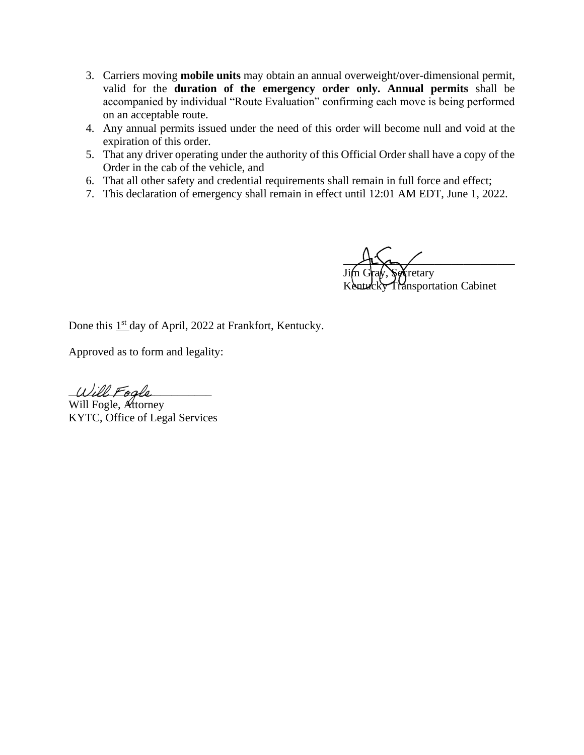3. Carriers moving **mobile units** may obtain an annual overweight/over-dimensional permit, valid for the **duration of the emergency order only. Annual permits** shall be accompanied by individual "Route Evaluation" confirming each move is being performed on an acceptable route.
4. Any annual permits issued under the need of this order will become null and void at the expiration of this order.
5. That any driver operating under the authority of this Official Order shall have a copy of the Order in the cab of the vehicle, and
6. That all other safety and credential requirements shall remain in full force and effect;
7. This declaration of emergency shall remain in effect until 12:01 AM EDT, June 1, 2022.

______________________________
Jim Gray, Secretary
Kentucky Transportation Cabinet

Done this 1st day of April, 2022 at Frankfort, Kentucky.

Approved as to form and legality:

______________________________
Will Fogle, Attorney
KYTC, Office of Legal Services